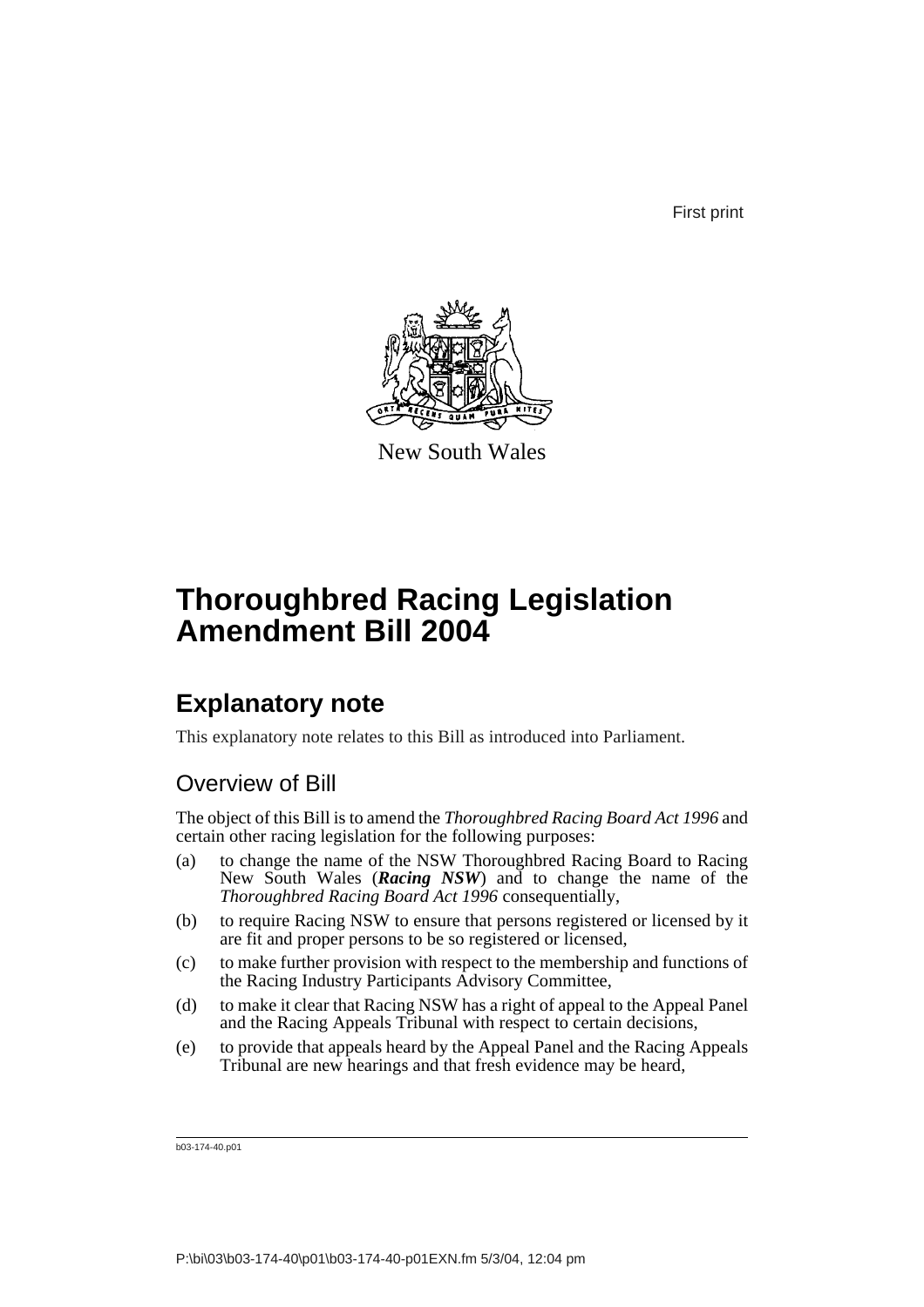First print

New South Wales

# Thoroughbred Racing Legislation Amendment Bill 2004

## Explanatory note

This explanatory note relates to this Bill as introduced into Parliament.

### Overview of Bill

The object of this Bill is to amend the *Thoroughbred Racing Board Act 1996* and certain other racing legislation for the following purposes:

(a) to change the name of the NSW Thoroughbred Racing Board to Racing New South Wales (***Racing NSW***) and to change the name of the *Thoroughbred Racing Board Act 1996* consequentially,

(b) to require Racing NSW to ensure that persons registered or licensed by it are fit and proper persons to be so registered or licensed,

(c) to make further provision with respect to the membership and functions of the Racing Industry Participants Advisory Committee,

(d) to make it clear that Racing NSW has a right of appeal to the Appeal Panel and the Racing Appeals Tribunal with respect to certain decisions,

(e) to provide that appeals heard by the Appeal Panel and the Racing Appeals Tribunal are new hearings and that fresh evidence may be heard,

b03-174-40.p01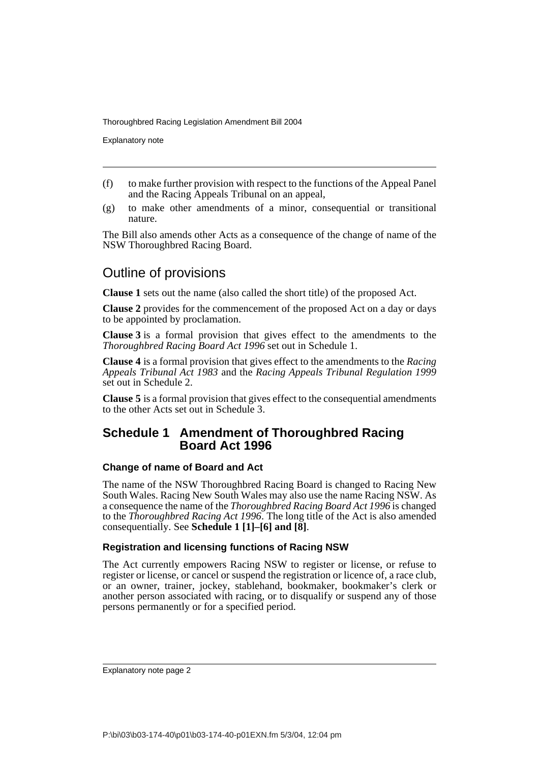(f) to make further provision with respect to the functions of the Appeal Panel and the Racing Appeals Tribunal on an appeal,

(g) to make other amendments of a minor, consequential or transitional nature.

The Bill also amends other Acts as a consequence of the change of name of the NSW Thoroughbred Racing Board.

## Outline of provisions

**Clause 1** sets out the name (also called the short title) of the proposed Act.

**Clause 2** provides for the commencement of the proposed Act on a day or days to be appointed by proclamation.

**Clause 3** is a formal provision that gives effect to the amendments to the *Thoroughbred Racing Board Act 1996* set out in Schedule 1.

**Clause 4** is a formal provision that gives effect to the amendments to the *Racing Appeals Tribunal Act 1983* and the *Racing Appeals Tribunal Regulation 1999* set out in Schedule 2.

**Clause 5** is a formal provision that gives effect to the consequential amendments to the other Acts set out in Schedule 3.

## Schedule 1 Amendment of Thoroughbred Racing Board Act 1996

### Change of name of Board and Act

The name of the NSW Thoroughbred Racing Board is changed to Racing New South Wales. Racing New South Wales may also use the name Racing NSW. As a consequence the name of the *Thoroughbred Racing Board Act 1996* is changed to the *Thoroughbred Racing Act 1996*. The long title of the Act is also amended consequentially. See **Schedule 1 [1]–[6] and [8]**.

### Registration and licensing functions of Racing NSW

The Act currently empowers Racing NSW to register or license, or refuse to register or license, or cancel or suspend the registration or licence of, a race club, or an owner, trainer, jockey, stablehand, bookmaker, bookmaker's clerk or another person associated with racing, or to disqualify or suspend any of those persons permanently or for a specified period.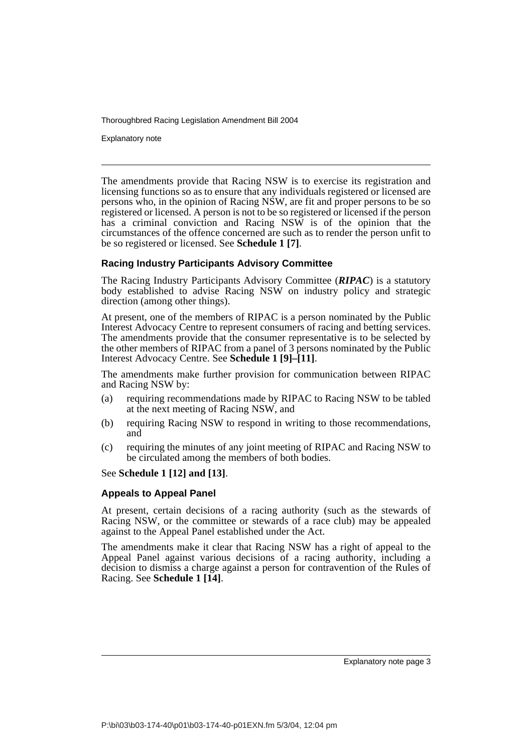The amendments provide that Racing NSW is to exercise its registration and licensing functions so as to ensure that any individuals registered or licensed are persons who, in the opinion of Racing NSW, are fit and proper persons to be so registered or licensed. A person is not to be so registered or licensed if the person has a criminal conviction and Racing NSW is of the opinion that the circumstances of the offence concerned are such as to render the person unfit to be so registered or licensed. See **Schedule 1 [7]**.

### Racing Industry Participants Advisory Committee

The Racing Industry Participants Advisory Committee (***RIPAC***) is a statutory body established to advise Racing NSW on industry policy and strategic direction (among other things).

At present, one of the members of RIPAC is a person nominated by the Public Interest Advocacy Centre to represent consumers of racing and betting services. The amendments provide that the consumer representative is to be selected by the other members of RIPAC from a panel of 3 persons nominated by the Public Interest Advocacy Centre. See **Schedule 1 [9]–[11]**.

The amendments make further provision for communication between RIPAC and Racing NSW by:

(a) requiring recommendations made by RIPAC to Racing NSW to be tabled at the next meeting of Racing NSW, and

(b) requiring Racing NSW to respond in writing to those recommendations, and

(c) requiring the minutes of any joint meeting of RIPAC and Racing NSW to be circulated among the members of both bodies.

See **Schedule 1 [12] and [13]**.

### Appeals to Appeal Panel

At present, certain decisions of a racing authority (such as the stewards of Racing NSW, or the committee or stewards of a race club) may be appealed against to the Appeal Panel established under the Act.

The amendments make it clear that Racing NSW has a right of appeal to the Appeal Panel against various decisions of a racing authority, including a decision to dismiss a charge against a person for contravention of the Rules of Racing. See **Schedule 1 [14]**.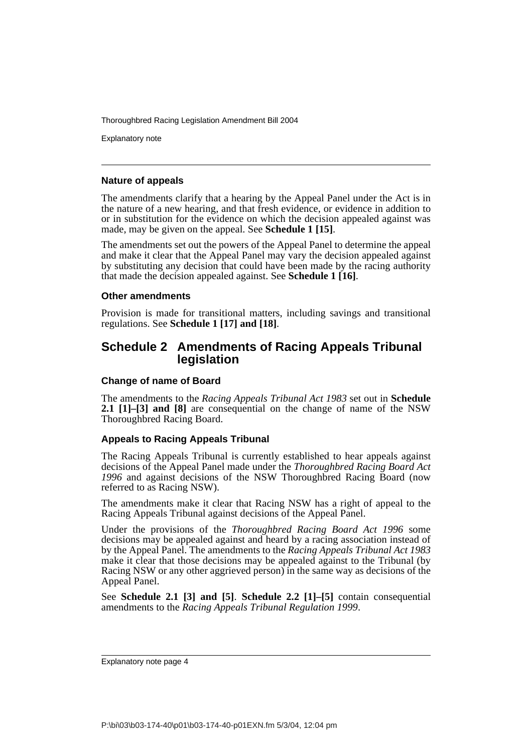### Nature of appeals

The amendments clarify that a hearing by the Appeal Panel under the Act is in the nature of a new hearing, and that fresh evidence, or evidence in addition to or in substitution for the evidence on which the decision appealed against was made, may be given on the appeal. See **Schedule 1 [15]**.

The amendments set out the powers of the Appeal Panel to determine the appeal and make it clear that the Appeal Panel may vary the decision appealed against by substituting any decision that could have been made by the racing authority that made the decision appealed against. See **Schedule 1 [16]**.

### Other amendments

Provision is made for transitional matters, including savings and transitional regulations. See **Schedule 1 [17] and [18]**.

## Schedule 2 Amendments of Racing Appeals Tribunal legislation

### Change of name of Board

The amendments to the *Racing Appeals Tribunal Act 1983* set out in **Schedule 2.1 [1]–[3] and [8]** are consequential on the change of name of the NSW Thoroughbred Racing Board.

### Appeals to Racing Appeals Tribunal

The Racing Appeals Tribunal is currently established to hear appeals against decisions of the Appeal Panel made under the *Thoroughbred Racing Board Act 1996* and against decisions of the NSW Thoroughbred Racing Board (now referred to as Racing NSW).

The amendments make it clear that Racing NSW has a right of appeal to the Racing Appeals Tribunal against decisions of the Appeal Panel.

Under the provisions of the *Thoroughbred Racing Board Act 1996* some decisions may be appealed against and heard by a racing association instead of by the Appeal Panel. The amendments to the *Racing Appeals Tribunal Act 1983* make it clear that those decisions may be appealed against to the Tribunal (by Racing NSW or any other aggrieved person) in the same way as decisions of the Appeal Panel.

See **Schedule 2.1 [3] and [5]**. **Schedule 2.2 [1]–[5]** contain consequential amendments to the *Racing Appeals Tribunal Regulation 1999*.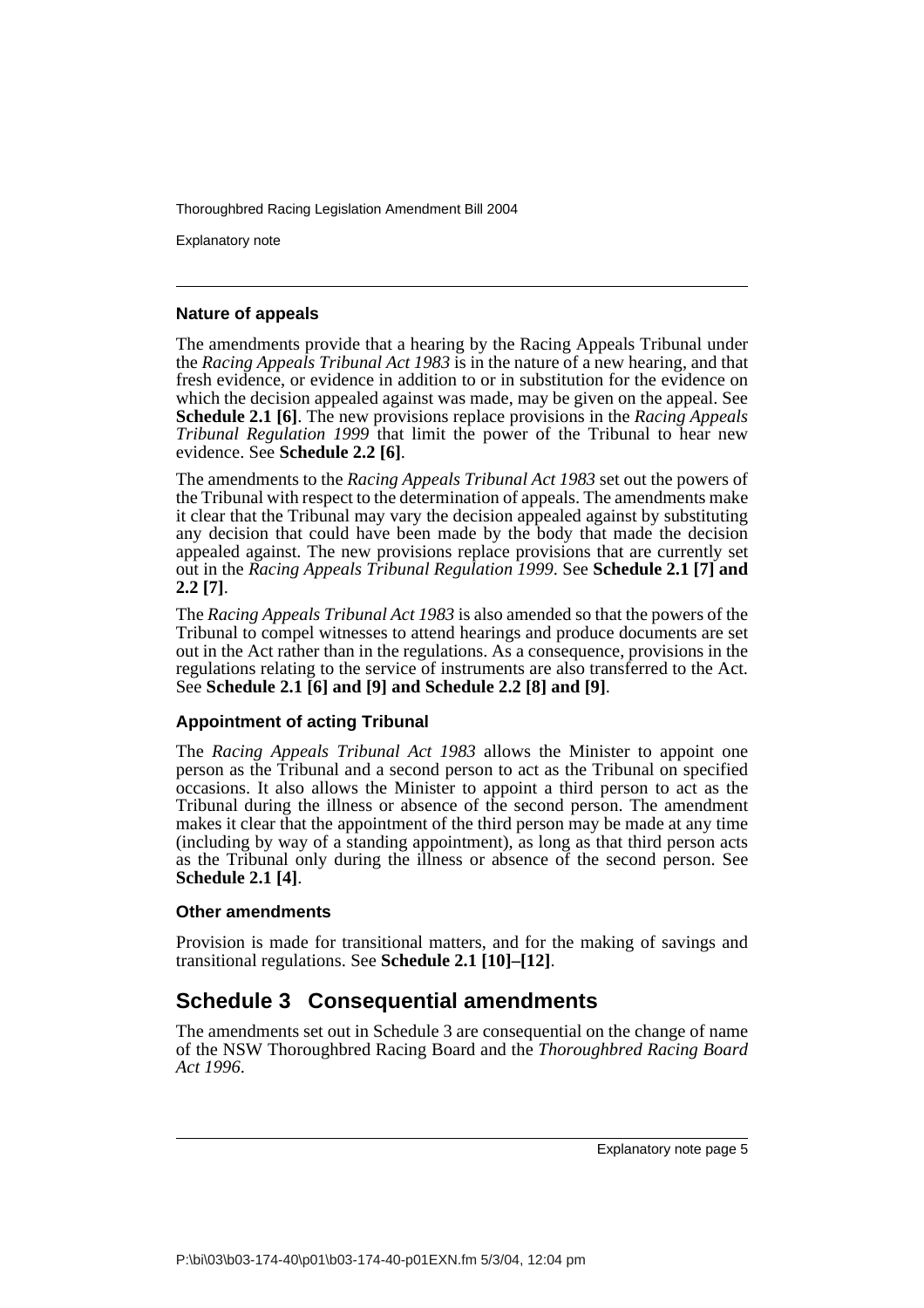### Nature of appeals

The amendments provide that a hearing by the Racing Appeals Tribunal under the *Racing Appeals Tribunal Act 1983* is in the nature of a new hearing, and that fresh evidence, or evidence in addition to or in substitution for the evidence on which the decision appealed against was made, may be given on the appeal. See **Schedule 2.1 [6]**. The new provisions replace provisions in the *Racing Appeals Tribunal Regulation 1999* that limit the power of the Tribunal to hear new evidence. See **Schedule 2.2 [6]**.

The amendments to the *Racing Appeals Tribunal Act 1983* set out the powers of the Tribunal with respect to the determination of appeals. The amendments make it clear that the Tribunal may vary the decision appealed against by substituting any decision that could have been made by the body that made the decision appealed against. The new provisions replace provisions that are currently set out in the *Racing Appeals Tribunal Regulation 1999*. See **Schedule 2.1 [7] and 2.2 [7]**.

The *Racing Appeals Tribunal Act 1983* is also amended so that the powers of the Tribunal to compel witnesses to attend hearings and produce documents are set out in the Act rather than in the regulations. As a consequence, provisions in the regulations relating to the service of instruments are also transferred to the Act. See **Schedule 2.1 [6] and [9] and Schedule 2.2 [8] and [9]**.

### Appointment of acting Tribunal

The *Racing Appeals Tribunal Act 1983* allows the Minister to appoint one person as the Tribunal and a second person to act as the Tribunal on specified occasions. It also allows the Minister to appoint a third person to act as the Tribunal during the illness or absence of the second person. The amendment makes it clear that the appointment of the third person may be made at any time (including by way of a standing appointment), as long as that third person acts as the Tribunal only during the illness or absence of the second person. See **Schedule 2.1 [4]**.

### Other amendments

Provision is made for transitional matters, and for the making of savings and transitional regulations. See **Schedule 2.1 [10]–[12]**.

## Schedule 3 Consequential amendments

The amendments set out in Schedule 3 are consequential on the change of name of the NSW Thoroughbred Racing Board and the *Thoroughbred Racing Board Act 1996*.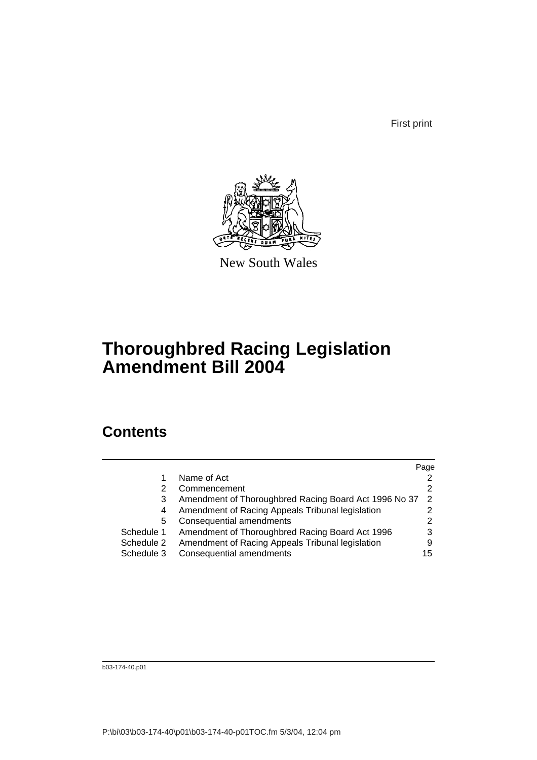First print

New South Wales

# Thoroughbred Racing Legislation Amendment Bill 2004

## Contents

| | | Page |
|---|---|---|
| 1 | Name of Act | 2 |
| 2 | Commencement | 2 |
| 3 | Amendment of Thoroughbred Racing Board Act 1996 No 37 | 2 |
| 4 | Amendment of Racing Appeals Tribunal legislation | 2 |
| 5 | Consequential amendments | 2 |
| Schedule 1 | Amendment of Thoroughbred Racing Board Act 1996 | 3 |
| Schedule 2 | Amendment of Racing Appeals Tribunal legislation | 9 |
| Schedule 3 | Consequential amendments | 15 |

b03-174-40.p01

P:\bi\03\b03-174-40\p01\b03-174-40-p01TOC.fm 5/3/04, 12:04 pm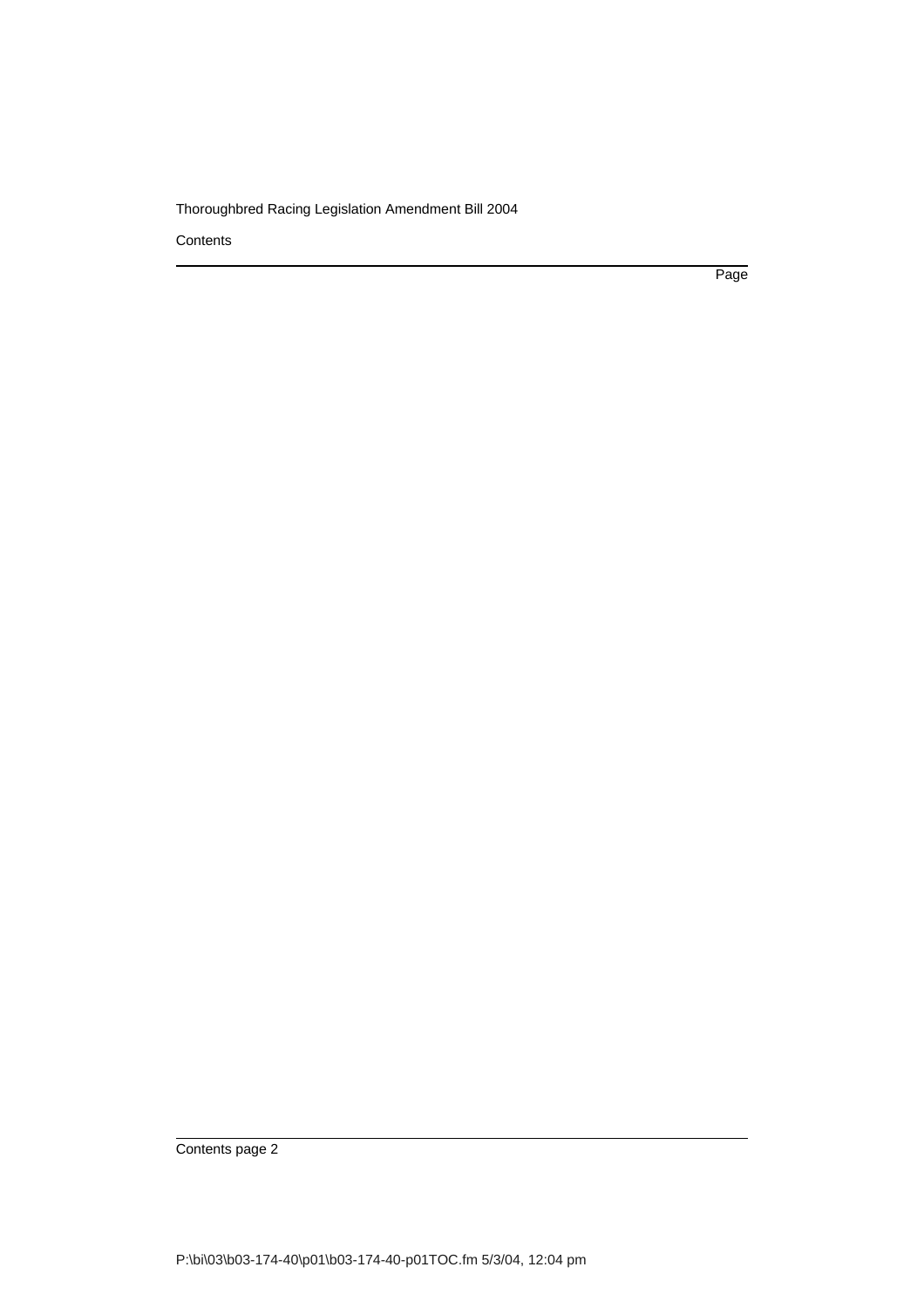Page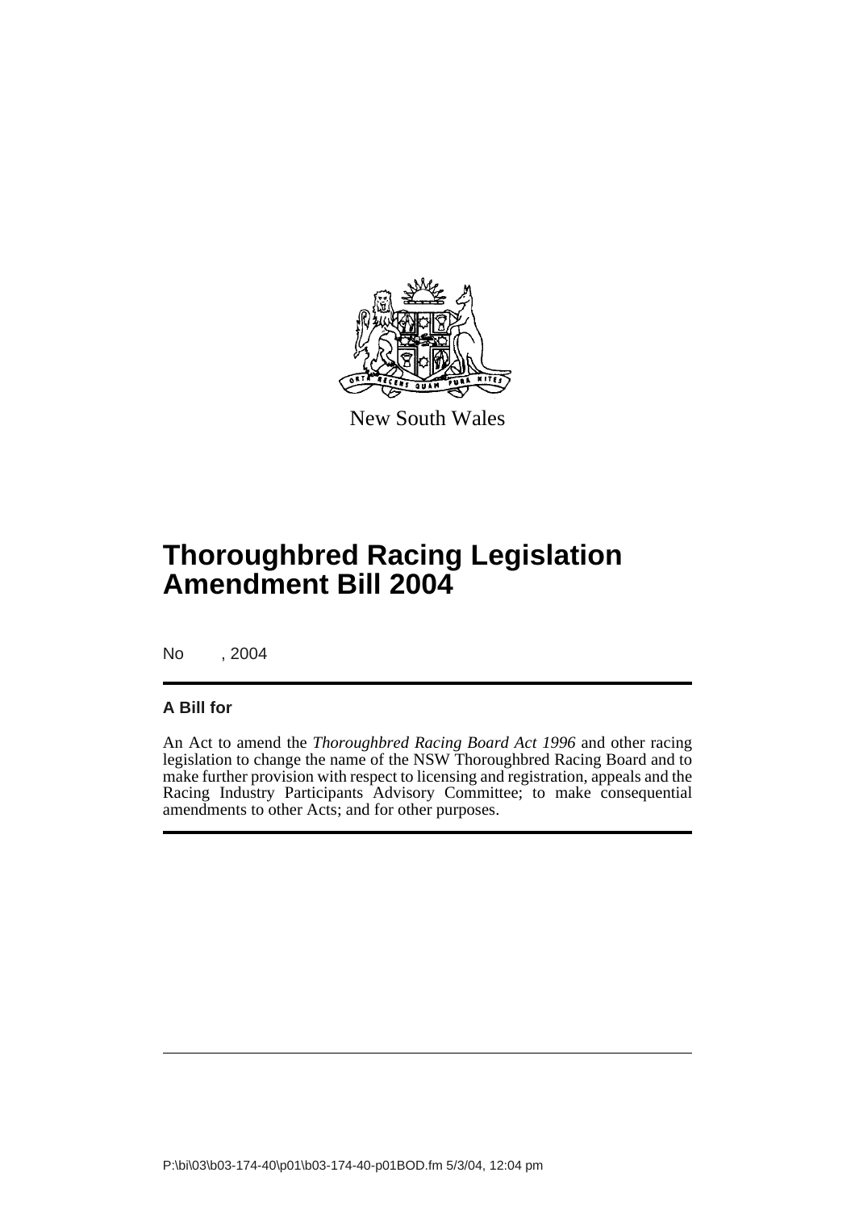New South Wales

# Thoroughbred Racing Legislation Amendment Bill 2004

No , 2004

## A Bill for

An Act to amend the *Thoroughbred Racing Board Act 1996* and other racing legislation to change the name of the NSW Thoroughbred Racing Board and to make further provision with respect to licensing and registration, appeals and the Racing Industry Participants Advisory Committee; to make consequential amendments to other Acts; and for other purposes.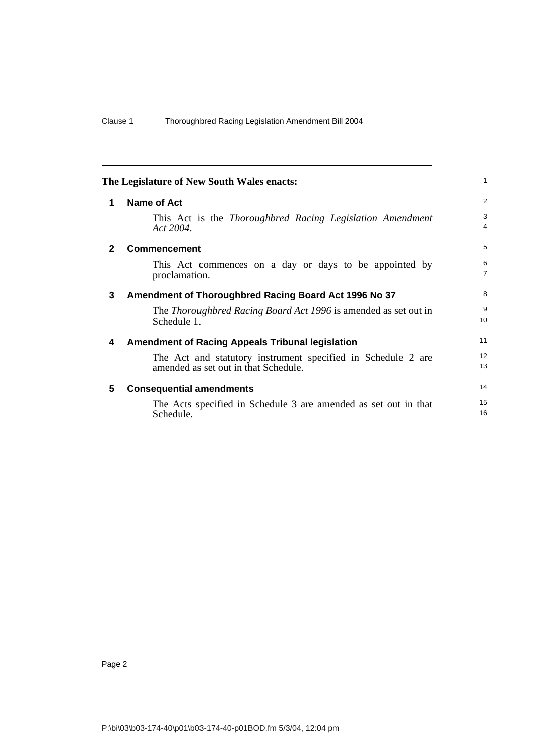The Legislature of New South Wales enacts:

**1 Name of Act**

This Act is the *Thoroughbred Racing Legislation Amendment Act 2004*.

**2 Commencement**

This Act commences on a day or days to be appointed by proclamation.

**3 Amendment of Thoroughbred Racing Board Act 1996 No 37**

The *Thoroughbred Racing Board Act 1996* is amended as set out in Schedule 1.

**4 Amendment of Racing Appeals Tribunal legislation**

The Act and statutory instrument specified in Schedule 2 are amended as set out in that Schedule.

**5 Consequential amendments**

The Acts specified in Schedule 3 are amended as set out in that Schedule.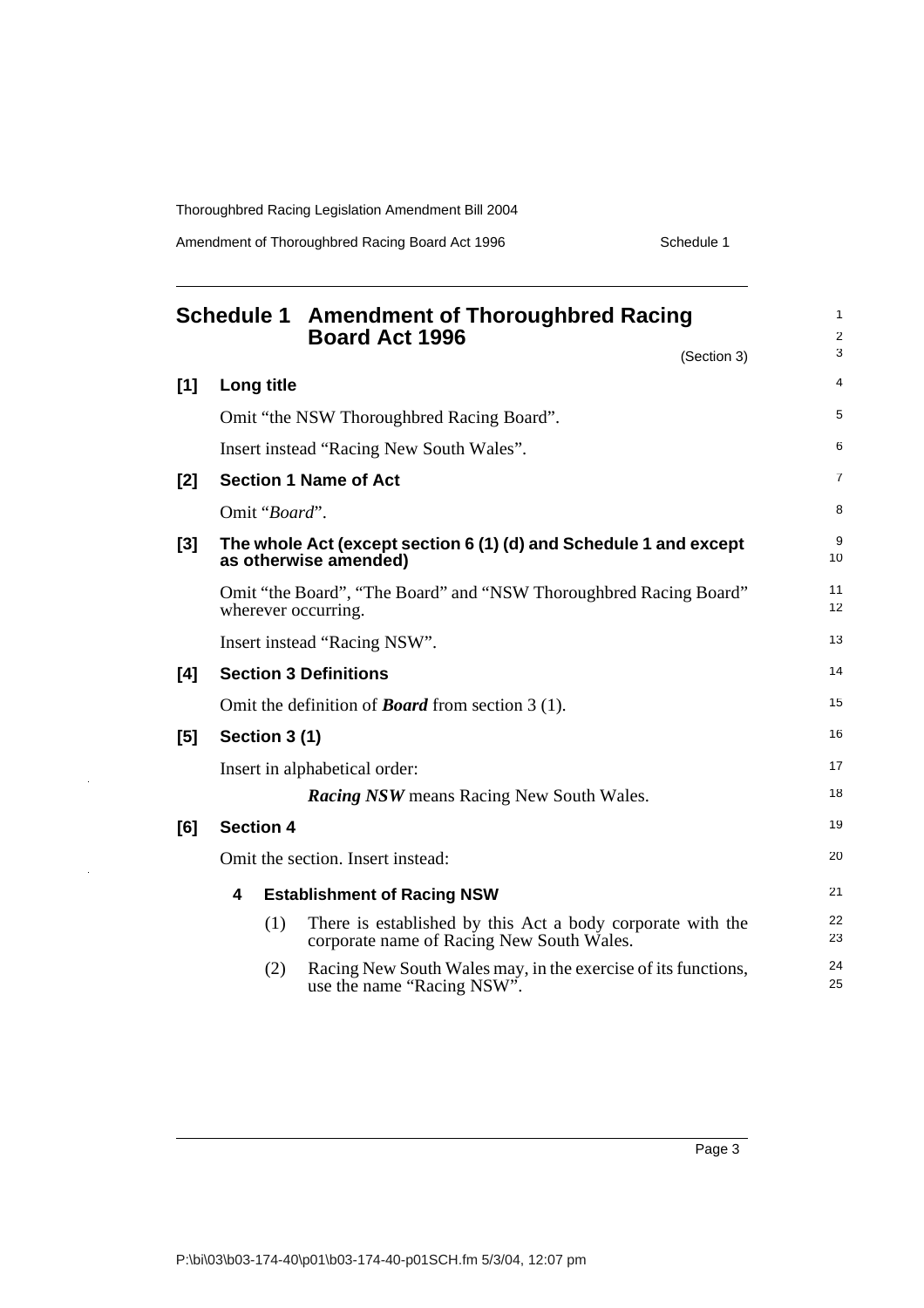## Schedule 1 Amendment of Thoroughbred Racing Board Act 1996

(Section 3)

**[1] Long title**

Omit "the NSW Thoroughbred Racing Board".

Insert instead "Racing New South Wales".

**[2] Section 1 Name of Act**

Omit "*Board*".

**[3] The whole Act (except section 6 (1) (d) and Schedule 1 and except as otherwise amended)**

Omit "the Board", "The Board" and "NSW Thoroughbred Racing Board" wherever occurring.

Insert instead "Racing NSW".

**[4] Section 3 Definitions**

Omit the definition of ***Board*** from section 3 (1).

**[5] Section 3 (1)**

Insert in alphabetical order:

***Racing NSW*** means Racing New South Wales.

**[6] Section 4**

Omit the section. Insert instead:

**4 Establishment of Racing NSW**

(1) There is established by this Act a body corporate with the corporate name of Racing New South Wales.

(2) Racing New South Wales may, in the exercise of its functions, use the name "Racing NSW".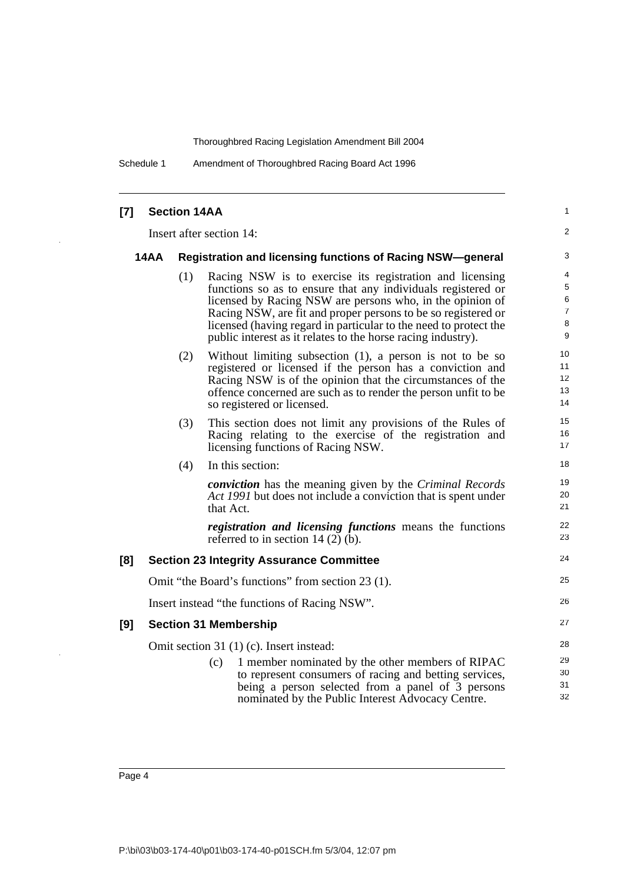## [7] Section 14AA

Insert after section 14:

### 14AA Registration and licensing functions of Racing NSW—general

(1) Racing NSW is to exercise its registration and licensing functions so as to ensure that any individuals registered or licensed by Racing NSW are persons who, in the opinion of Racing NSW, are fit and proper persons to be so registered or licensed (having regard in particular to the need to protect the public interest as it relates to the horse racing industry).

(2) Without limiting subsection (1), a person is not to be so registered or licensed if the person has a conviction and Racing NSW is of the opinion that the circumstances of the offence concerned are such as to render the person unfit to be so registered or licensed.

(3) This section does not limit any provisions of the Rules of Racing relating to the exercise of the registration and licensing functions of Racing NSW.

(4) In this section:

***conviction*** has the meaning given by the *Criminal Records Act 1991* but does not include a conviction that is spent under that Act.

***registration and licensing functions*** means the functions referred to in section 14 (2) (b).

## [8] Section 23 Integrity Assurance Committee

Omit "the Board's functions" from section 23 (1).

Insert instead "the functions of Racing NSW".

## [9] Section 31 Membership

Omit section 31 (1) (c). Insert instead:

(c) 1 member nominated by the other members of RIPAC to represent consumers of racing and betting services, being a person selected from a panel of 3 persons nominated by the Public Interest Advocacy Centre.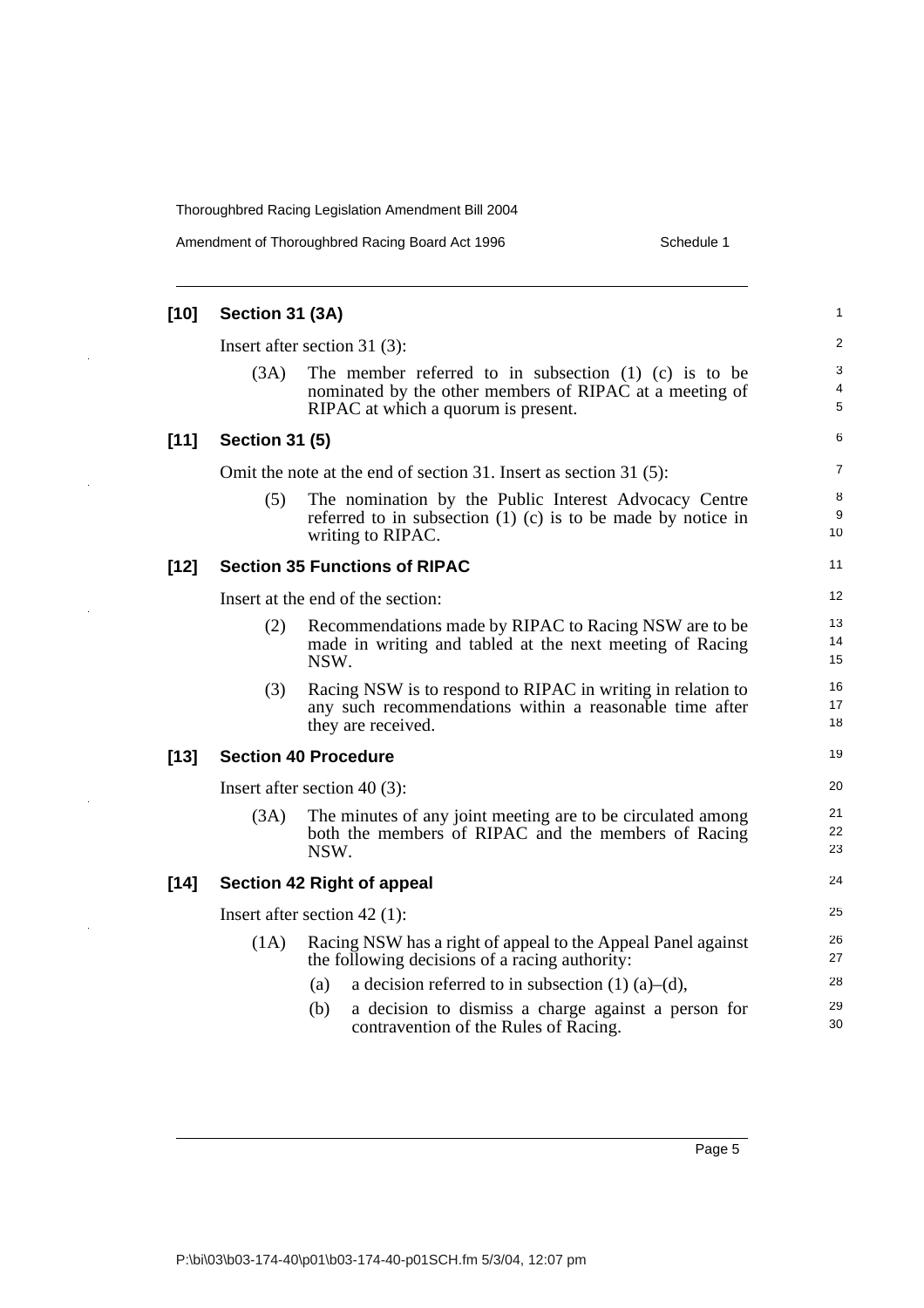**[10] Section 31 (3A)**

Insert after section 31 (3):

(3A) The member referred to in subsection (1) (c) is to be nominated by the other members of RIPAC at a meeting of RIPAC at which a quorum is present.

**[11] Section 31 (5)**

Omit the note at the end of section 31. Insert as section 31 (5):

(5) The nomination by the Public Interest Advocacy Centre referred to in subsection (1) (c) is to be made by notice in writing to RIPAC.

**[12] Section 35 Functions of RIPAC**

Insert at the end of the section:

(2) Recommendations made by RIPAC to Racing NSW are to be made in writing and tabled at the next meeting of Racing NSW.

(3) Racing NSW is to respond to RIPAC in writing in relation to any such recommendations within a reasonable time after they are received.

**[13] Section 40 Procedure**

Insert after section 40 (3):

(3A) The minutes of any joint meeting are to be circulated among both the members of RIPAC and the members of Racing NSW.

**[14] Section 42 Right of appeal**

Insert after section 42 (1):

(1A) Racing NSW has a right of appeal to the Appeal Panel against the following decisions of a racing authority:

(a) a decision referred to in subsection (1) (a)–(d),

(b) a decision to dismiss a charge against a person for contravention of the Rules of Racing.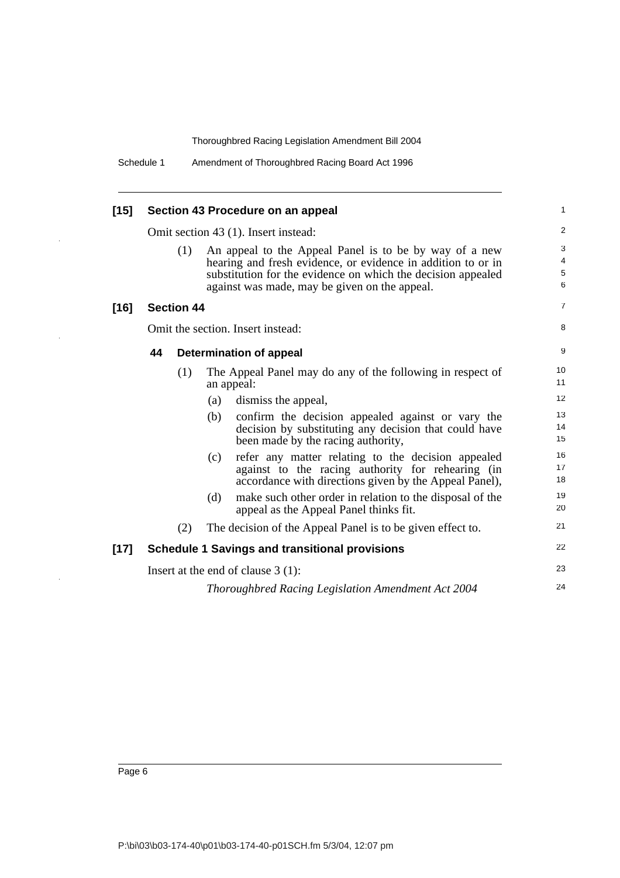### [15] Section 43 Procedure on an appeal

Omit section 43 (1). Insert instead:

(1) An appeal to the Appeal Panel is to be by way of a new hearing and fresh evidence, or evidence in addition to or in substitution for the evidence on which the decision appealed against was made, may be given on the appeal.

### [16] Section 44

Omit the section. Insert instead:

#### 44 Determination of appeal

(1) The Appeal Panel may do any of the following in respect of an appeal:

(a) dismiss the appeal,

(b) confirm the decision appealed against or vary the decision by substituting any decision that could have been made by the racing authority,

(c) refer any matter relating to the decision appealed against to the racing authority for rehearing (in accordance with directions given by the Appeal Panel),

(d) make such other order in relation to the disposal of the appeal as the Appeal Panel thinks fit.

(2) The decision of the Appeal Panel is to be given effect to.

### [17] Schedule 1 Savings and transitional provisions

Insert at the end of clause 3 (1):

*Thoroughbred Racing Legislation Amendment Act 2004*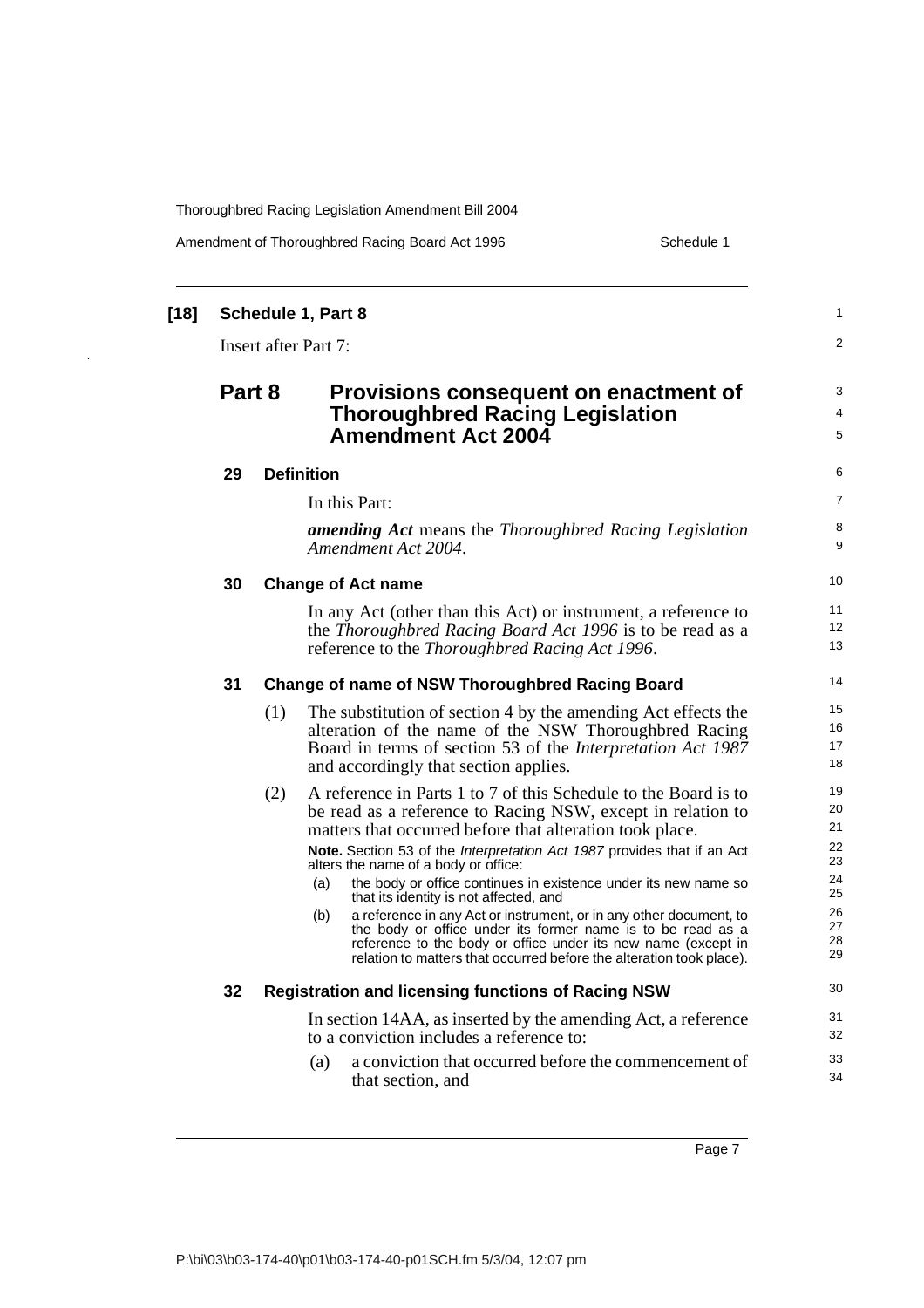**[18] Schedule 1, Part 8**

Insert after Part 7:

## Part 8 Provisions consequent on enactment of Thoroughbred Racing Legislation Amendment Act 2004

### 29 Definition

In this Part:

***amending Act*** means the *Thoroughbred Racing Legislation Amendment Act 2004*.

### 30 Change of Act name

In any Act (other than this Act) or instrument, a reference to the *Thoroughbred Racing Board Act 1996* is to be read as a reference to the *Thoroughbred Racing Act 1996*.

### 31 Change of name of NSW Thoroughbred Racing Board

(1) The substitution of section 4 by the amending Act effects the alteration of the name of the NSW Thoroughbred Racing Board in terms of section 53 of the *Interpretation Act 1987* and accordingly that section applies.

(2) A reference in Parts 1 to 7 of this Schedule to the Board is to be read as a reference to Racing NSW, except in relation to matters that occurred before that alteration took place.

**Note.** Section 53 of the *Interpretation Act 1987* provides that if an Act alters the name of a body or office:

(a) the body or office continues in existence under its new name so that its identity is not affected, and

(b) a reference in any Act or instrument, or in any other document, to the body or office under its former name is to be read as a reference to the body or office under its new name (except in relation to matters that occurred before the alteration took place).

### 32 Registration and licensing functions of Racing NSW

In section 14AA, as inserted by the amending Act, a reference to a conviction includes a reference to:

(a) a conviction that occurred before the commencement of that section, and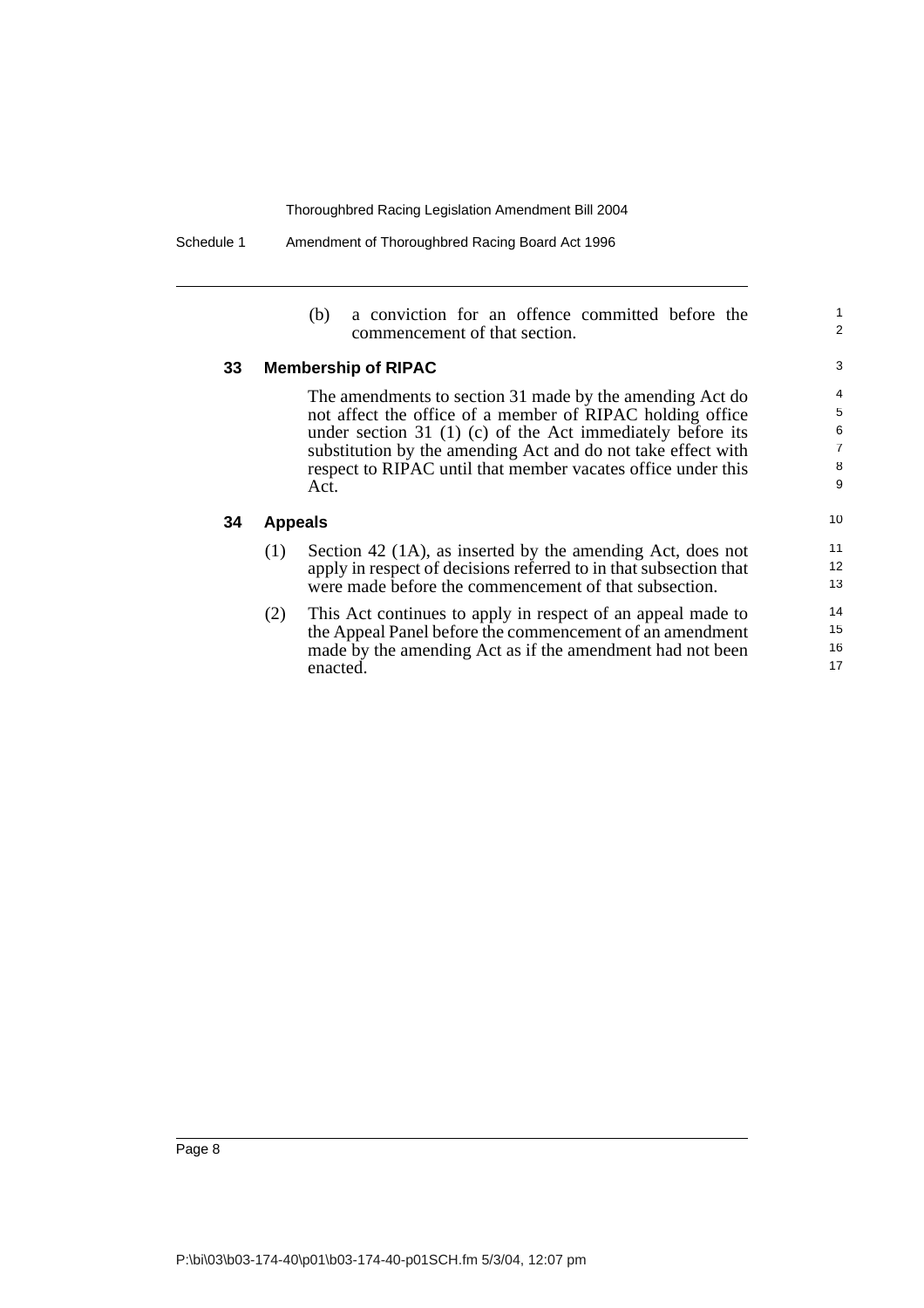(b) a conviction for an offence committed before the commencement of that section.

### 33 Membership of RIPAC

The amendments to section 31 made by the amending Act do not affect the office of a member of RIPAC holding office under section 31 (1) (c) of the Act immediately before its substitution by the amending Act and do not take effect with respect to RIPAC until that member vacates office under this Act.

### 34 Appeals

(1) Section 42 (1A), as inserted by the amending Act, does not apply in respect of decisions referred to in that subsection that were made before the commencement of that subsection.

(2) This Act continues to apply in respect of an appeal made to the Appeal Panel before the commencement of an amendment made by the amending Act as if the amendment had not been enacted.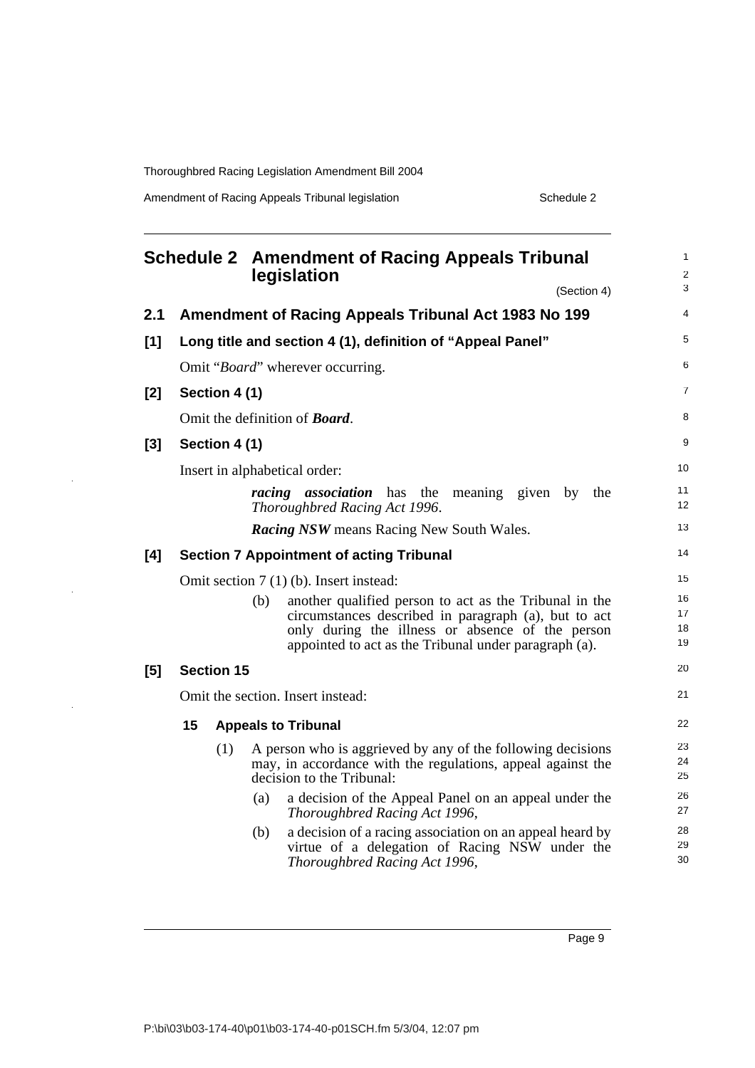## Schedule 2 Amendment of Racing Appeals Tribunal legislation

(Section 4)

### 2.1 Amendment of Racing Appeals Tribunal Act 1983 No 199

**[1] Long title and section 4 (1), definition of "Appeal Panel"**

Omit "*Board*" wherever occurring.

**[2] Section 4 (1)**

Omit the definition of ***Board***.

**[3] Section 4 (1)**

Insert in alphabetical order:

> ***racing association*** has the meaning given by the *Thoroughbred Racing Act 1996*.
>
> ***Racing NSW*** means Racing New South Wales.

**[4] Section 7 Appointment of acting Tribunal**

Omit section 7 (1) (b). Insert instead:

> (b) another qualified person to act as the Tribunal in the circumstances described in paragraph (a), but to act only during the illness or absence of the person appointed to act as the Tribunal under paragraph (a).

**[5] Section 15**

Omit the section. Insert instead:

> **15 Appeals to Tribunal**
>
> (1) A person who is aggrieved by any of the following decisions may, in accordance with the regulations, appeal against the decision to the Tribunal:
>
> (a) a decision of the Appeal Panel on an appeal under the *Thoroughbred Racing Act 1996*,
>
> (b) a decision of a racing association on an appeal heard by virtue of a delegation of Racing NSW under the *Thoroughbred Racing Act 1996*,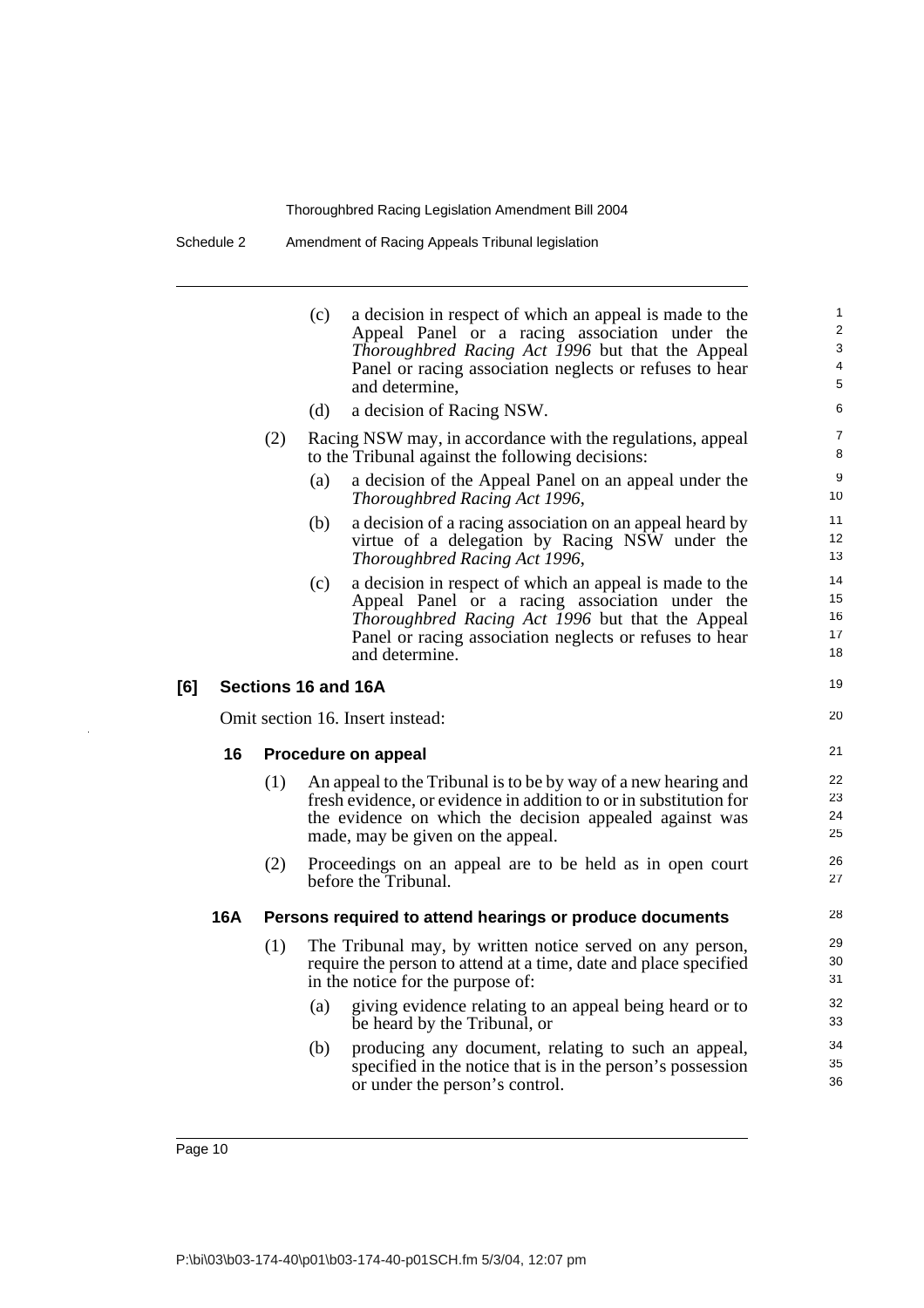(c) a decision in respect of which an appeal is made to the Appeal Panel or a racing association under the *Thoroughbred Racing Act 1996* but that the Appeal Panel or racing association neglects or refuses to hear and determine,

(d) a decision of Racing NSW.

(2) Racing NSW may, in accordance with the regulations, appeal to the Tribunal against the following decisions:

(a) a decision of the Appeal Panel on an appeal under the *Thoroughbred Racing Act 1996*,

(b) a decision of a racing association on an appeal heard by virtue of a delegation by Racing NSW under the *Thoroughbred Racing Act 1996*,

(c) a decision in respect of which an appeal is made to the Appeal Panel or a racing association under the *Thoroughbred Racing Act 1996* but that the Appeal Panel or racing association neglects or refuses to hear and determine.

### [6] Sections 16 and 16A

Omit section 16. Insert instead:

#### 16 Procedure on appeal

(1) An appeal to the Tribunal is to be by way of a new hearing and fresh evidence, or evidence in addition to or in substitution for the evidence on which the decision appealed against was made, may be given on the appeal.

(2) Proceedings on an appeal are to be held as in open court before the Tribunal.

#### 16A Persons required to attend hearings or produce documents

(1) The Tribunal may, by written notice served on any person, require the person to attend at a time, date and place specified in the notice for the purpose of:

(a) giving evidence relating to an appeal being heard or to be heard by the Tribunal, or

(b) producing any document, relating to such an appeal, specified in the notice that is in the person's possession or under the person's control.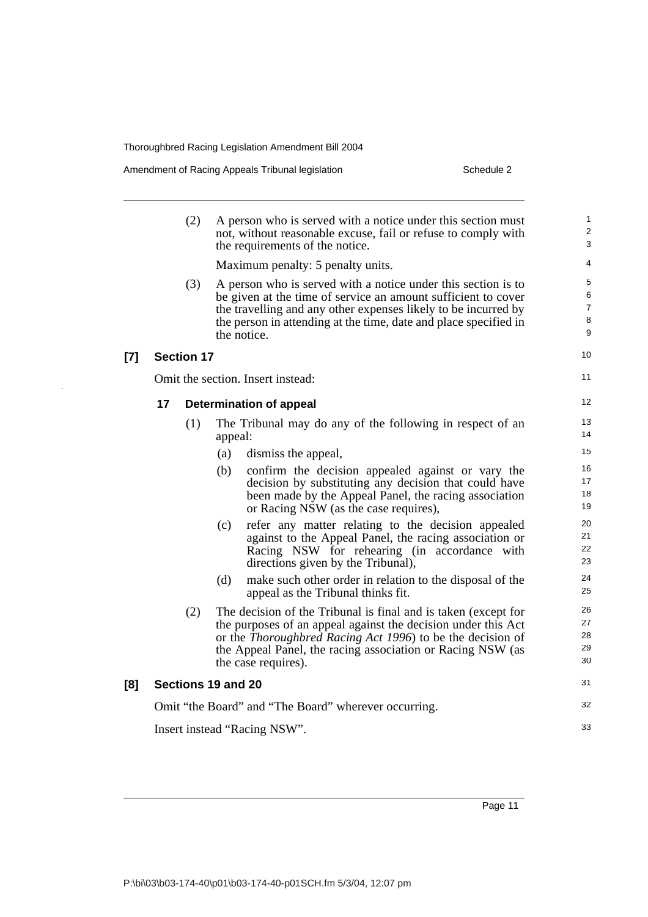(2) A person who is served with a notice under this section must not, without reasonable excuse, fail or refuse to comply with the requirements of the notice.

Maximum penalty: 5 penalty units.

(3) A person who is served with a notice under this section is to be given at the time of service an amount sufficient to cover the travelling and any other expenses likely to be incurred by the person in attending at the time, date and place specified in the notice.

### [7] Section 17

Omit the section. Insert instead:

#### 17 Determination of appeal

(1) The Tribunal may do any of the following in respect of an appeal:

(a) dismiss the appeal,

(b) confirm the decision appealed against or vary the decision by substituting any decision that could have been made by the Appeal Panel, the racing association or Racing NSW (as the case requires),

(c) refer any matter relating to the decision appealed against to the Appeal Panel, the racing association or Racing NSW for rehearing (in accordance with directions given by the Tribunal),

(d) make such other order in relation to the disposal of the appeal as the Tribunal thinks fit.

(2) The decision of the Tribunal is final and is taken (except for the purposes of an appeal against the decision under this Act or the *Thoroughbred Racing Act 1996*) to be the decision of the Appeal Panel, the racing association or Racing NSW (as the case requires).

### [8] Sections 19 and 20

Omit "the Board" and "The Board" wherever occurring.

Insert instead "Racing NSW".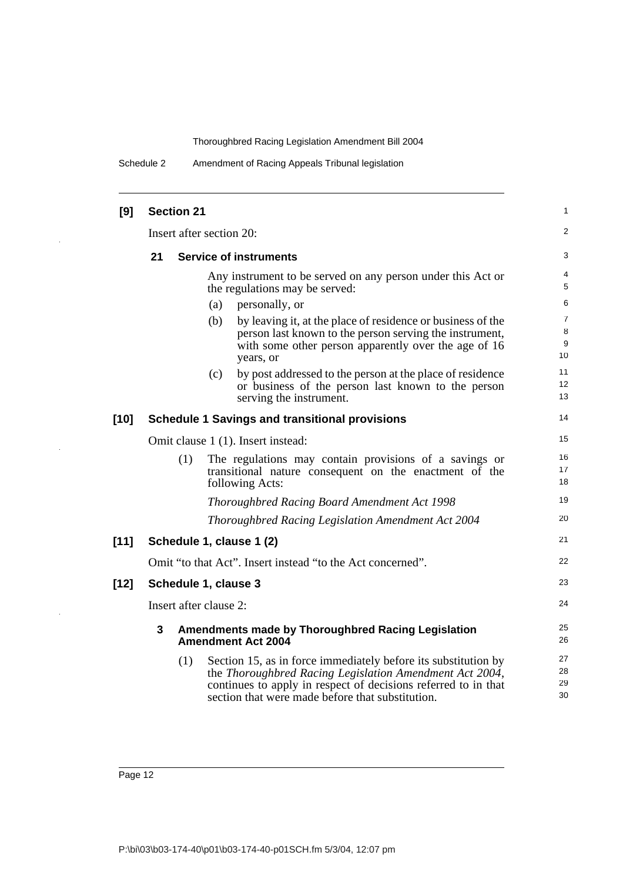**[9] Section 21**

Insert after section 20:

**21 Service of instruments**

Any instrument to be served on any person under this Act or the regulations may be served:

(a) personally, or

(b) by leaving it, at the place of residence or business of the person last known to the person serving the instrument, with some other person apparently over the age of 16 years, or

(c) by post addressed to the person at the place of residence or business of the person last known to the person serving the instrument.

**[10] Schedule 1 Savings and transitional provisions**

Omit clause 1 (1). Insert instead:

(1) The regulations may contain provisions of a savings or transitional nature consequent on the enactment of the following Acts:

*Thoroughbred Racing Board Amendment Act 1998*

*Thoroughbred Racing Legislation Amendment Act 2004*

**[11] Schedule 1, clause 1 (2)**

Omit "to that Act". Insert instead "to the Act concerned".

**[12] Schedule 1, clause 3**

Insert after clause 2:

**3 Amendments made by Thoroughbred Racing Legislation Amendment Act 2004**

(1) Section 15, as in force immediately before its substitution by the *Thoroughbred Racing Legislation Amendment Act 2004*, continues to apply in respect of decisions referred to in that section that were made before that substitution.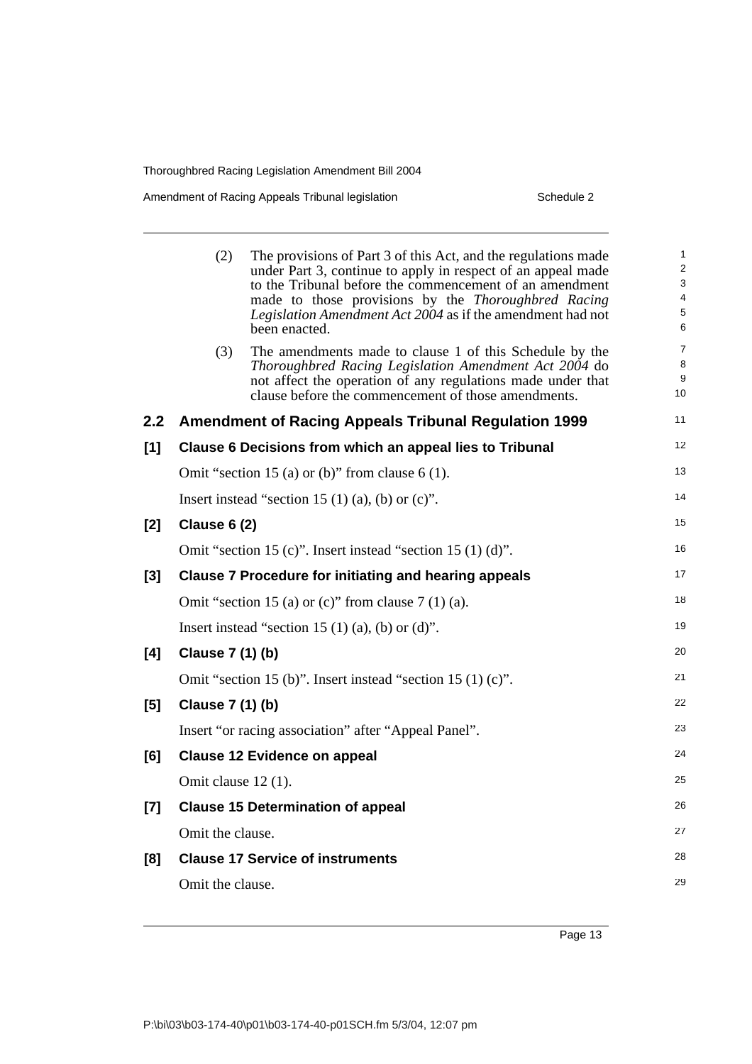(2) The provisions of Part 3 of this Act, and the regulations made under Part 3, continue to apply in respect of an appeal made to the Tribunal before the commencement of an amendment made to those provisions by the *Thoroughbred Racing Legislation Amendment Act 2004* as if the amendment had not been enacted.

(3) The amendments made to clause 1 of this Schedule by the *Thoroughbred Racing Legislation Amendment Act 2004* do not affect the operation of any regulations made under that clause before the commencement of those amendments.

## 2.2 Amendment of Racing Appeals Tribunal Regulation 1999

### [1] Clause 6 Decisions from which an appeal lies to Tribunal

Omit "section 15 (a) or (b)" from clause 6 (1).

Insert instead "section 15 (1) (a), (b) or (c)".

### [2] Clause 6 (2)

Omit "section 15 (c)". Insert instead "section 15 (1) (d)".

### [3] Clause 7 Procedure for initiating and hearing appeals

Omit "section 15 (a) or (c)" from clause 7 (1) (a).

Insert instead "section 15 (1) (a), (b) or (d)".

### [4] Clause 7 (1) (b)

Omit "section 15 (b)". Insert instead "section 15 (1) (c)".

### [5] Clause 7 (1) (b)

Insert "or racing association" after "Appeal Panel".

### [6] Clause 12 Evidence on appeal

Omit clause 12 (1).

### [7] Clause 15 Determination of appeal

Omit the clause.

### [8] Clause 17 Service of instruments

Omit the clause.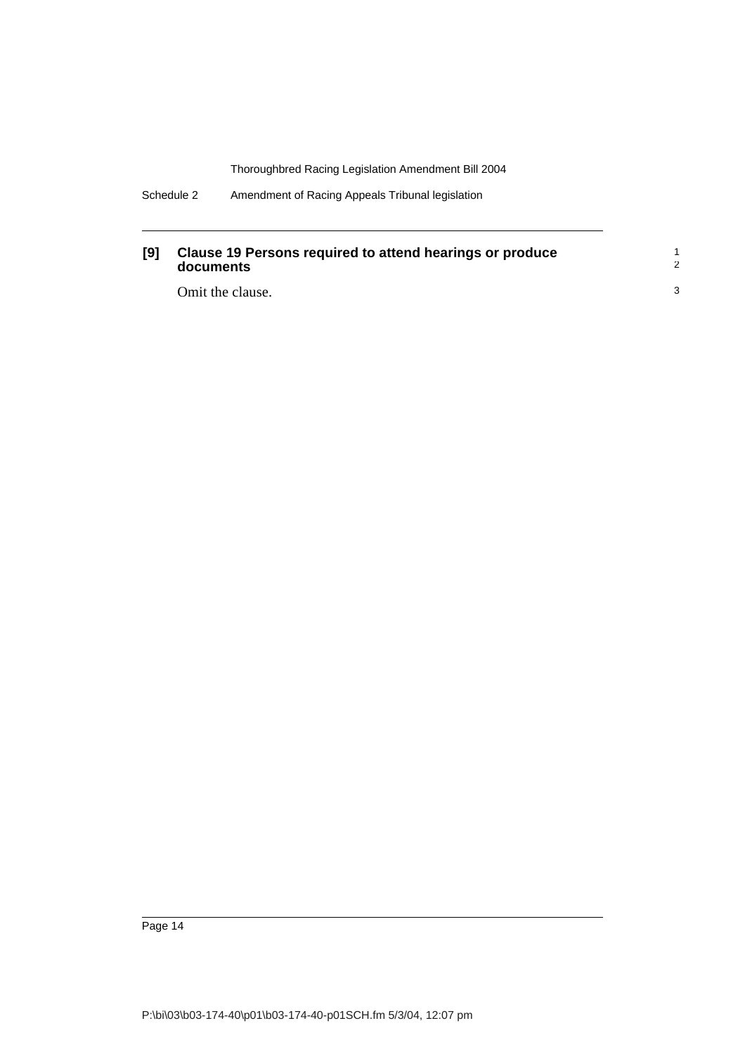**[9] Clause 19 Persons required to attend hearings or produce documents**

Omit the clause.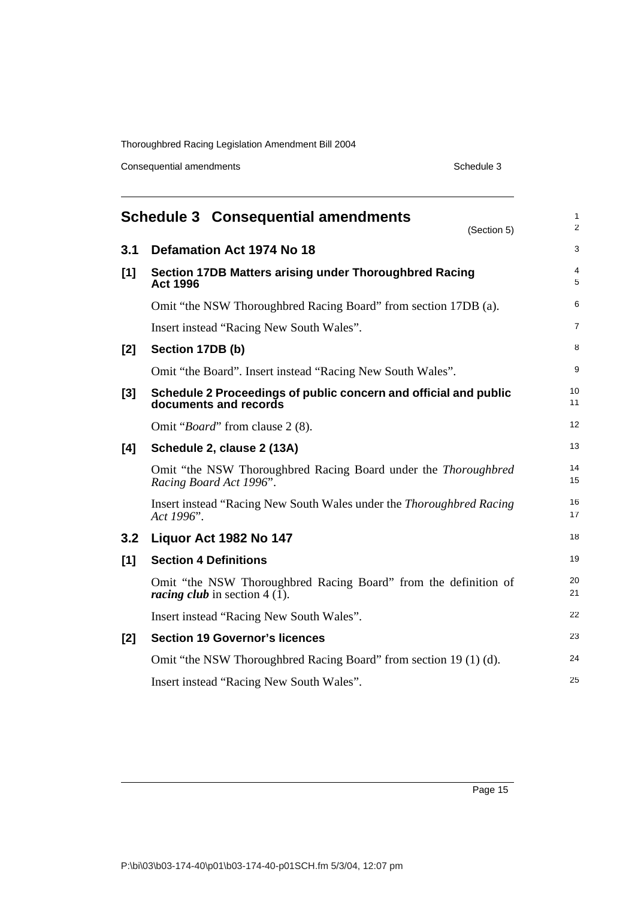# Schedule 3 Consequential amendments

(Section 5)

## 3.1 Defamation Act 1974 No 18

### [1] Section 17DB Matters arising under Thoroughbred Racing Act 1996

Omit "the NSW Thoroughbred Racing Board" from section 17DB (a).

Insert instead "Racing New South Wales".

### [2] Section 17DB (b)

Omit "the Board". Insert instead "Racing New South Wales".

### [3] Schedule 2 Proceedings of public concern and official and public documents and records

Omit "*Board*" from clause 2 (8).

### [4] Schedule 2, clause 2 (13A)

Omit "the NSW Thoroughbred Racing Board under the *Thoroughbred Racing Board Act 1996*".

Insert instead "Racing New South Wales under the *Thoroughbred Racing Act 1996*".

## 3.2 Liquor Act 1982 No 147

### [1] Section 4 Definitions

Omit "the NSW Thoroughbred Racing Board" from the definition of ***racing club*** in section 4 (1).

Insert instead "Racing New South Wales".

### [2] Section 19 Governor's licences

Omit "the NSW Thoroughbred Racing Board" from section 19 (1) (d).

Insert instead "Racing New South Wales".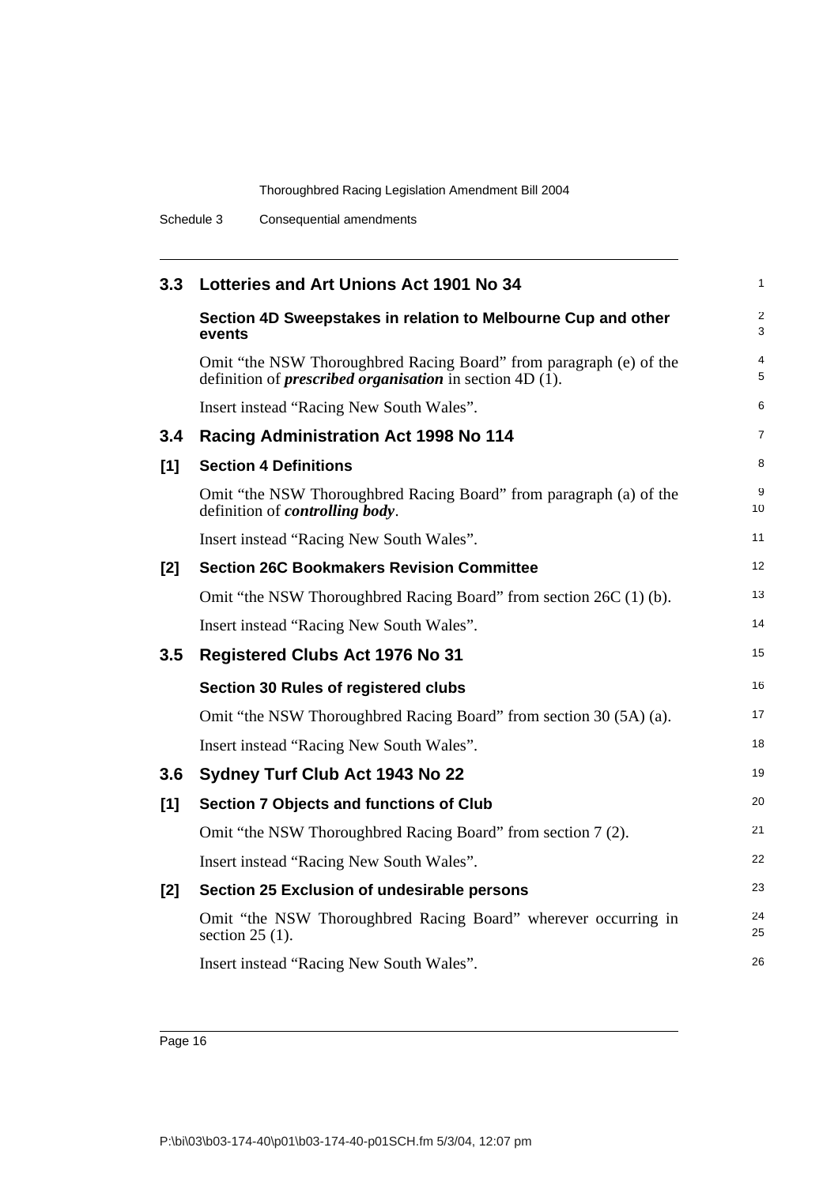## 3.3 Lotteries and Art Unions Act 1901 No 34

**Section 4D Sweepstakes in relation to Melbourne Cup and other events**

Omit "the NSW Thoroughbred Racing Board" from paragraph (e) of the definition of ***prescribed organisation*** in section 4D (1).

Insert instead "Racing New South Wales".

## 3.4 Racing Administration Act 1998 No 114

**[1] Section 4 Definitions**

Omit "the NSW Thoroughbred Racing Board" from paragraph (a) of the definition of ***controlling body***.

Insert instead "Racing New South Wales".

**[2] Section 26C Bookmakers Revision Committee**

Omit "the NSW Thoroughbred Racing Board" from section 26C (1) (b).

Insert instead "Racing New South Wales".

## 3.5 Registered Clubs Act 1976 No 31

**Section 30 Rules of registered clubs**

Omit "the NSW Thoroughbred Racing Board" from section 30 (5A) (a).

Insert instead "Racing New South Wales".

## 3.6 Sydney Turf Club Act 1943 No 22

**[1] Section 7 Objects and functions of Club**

Omit "the NSW Thoroughbred Racing Board" from section 7 (2).

Insert instead "Racing New South Wales".

**[2] Section 25 Exclusion of undesirable persons**

Omit "the NSW Thoroughbred Racing Board" wherever occurring in section 25 (1).

Insert instead "Racing New South Wales".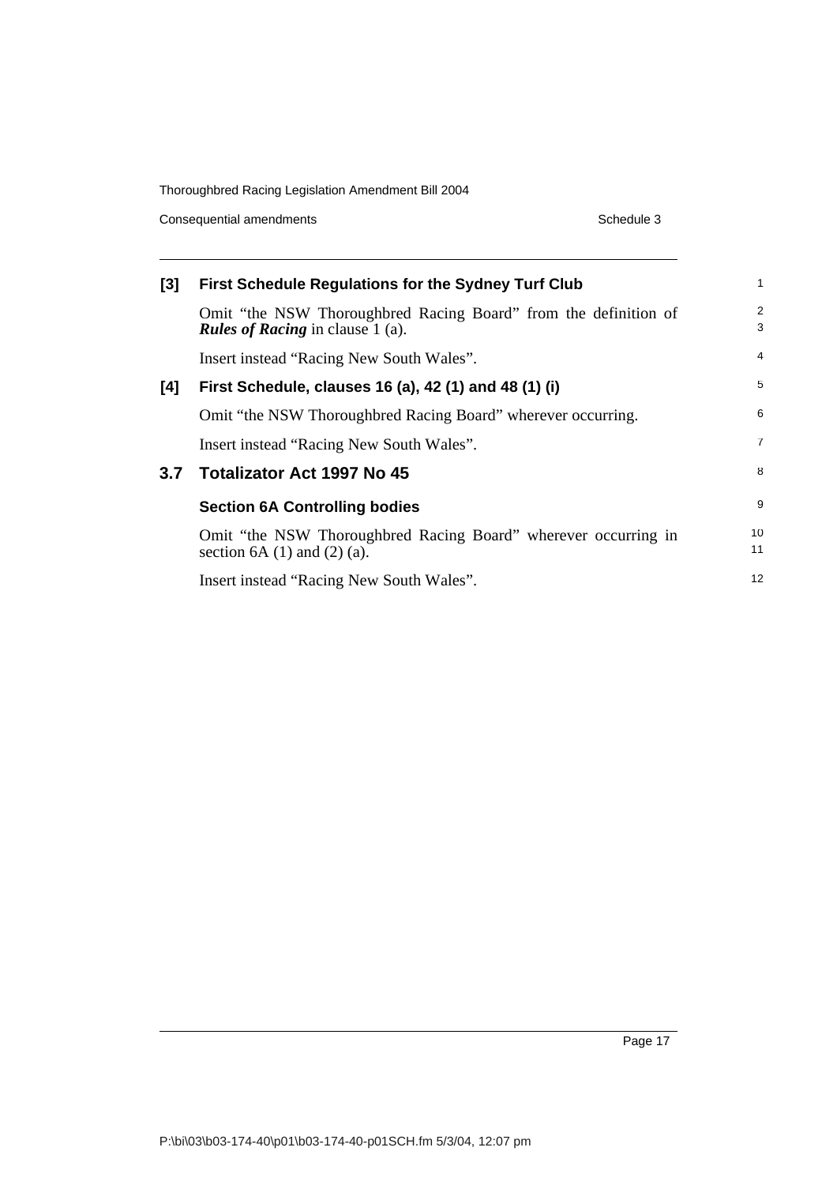**[3] First Schedule Regulations for the Sydney Turf Club**

Omit "the NSW Thoroughbred Racing Board" from the definition of ***Rules of Racing*** in clause 1 (a).

Insert instead "Racing New South Wales".

**[4] First Schedule, clauses 16 (a), 42 (1) and 48 (1) (i)**

Omit "the NSW Thoroughbred Racing Board" wherever occurring.

Insert instead "Racing New South Wales".

## 3.7 Totalizator Act 1997 No 45

**Section 6A Controlling bodies**

Omit "the NSW Thoroughbred Racing Board" wherever occurring in section 6A (1) and (2) (a).

Insert instead "Racing New South Wales".